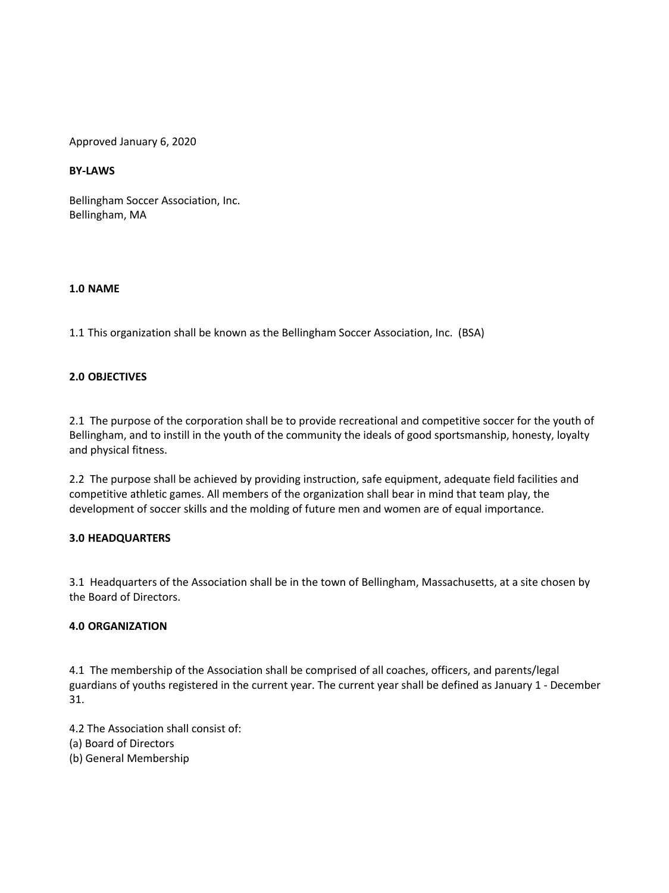Approved January 6, 2020

**BY-LAWS**

Bellingham Soccer Association, Inc.
Bellingham, MA

## 1.0 NAME

1.1 This organization shall be known as the Bellingham Soccer Association, Inc. (BSA)

## 2.0 OBJECTIVES

2.1 The purpose of the corporation shall be to provide recreational and competitive soccer for the youth of Bellingham, and to instill in the youth of the community the ideals of good sportsmanship, honesty, loyalty and physical fitness.

2.2 The purpose shall be achieved by providing instruction, safe equipment, adequate field facilities and competitive athletic games. All members of the organization shall bear in mind that team play, the development of soccer skills and the molding of future men and women are of equal importance.

## 3.0 HEADQUARTERS

3.1 Headquarters of the Association shall be in the town of Bellingham, Massachusetts, at a site chosen by the Board of Directors.

## 4.0 ORGANIZATION

4.1 The membership of the Association shall be comprised of all coaches, officers, and parents/legal guardians of youths registered in the current year. The current year shall be defined as January 1 - December 31.

4.2 The Association shall consist of:
(a) Board of Directors
(b) General Membership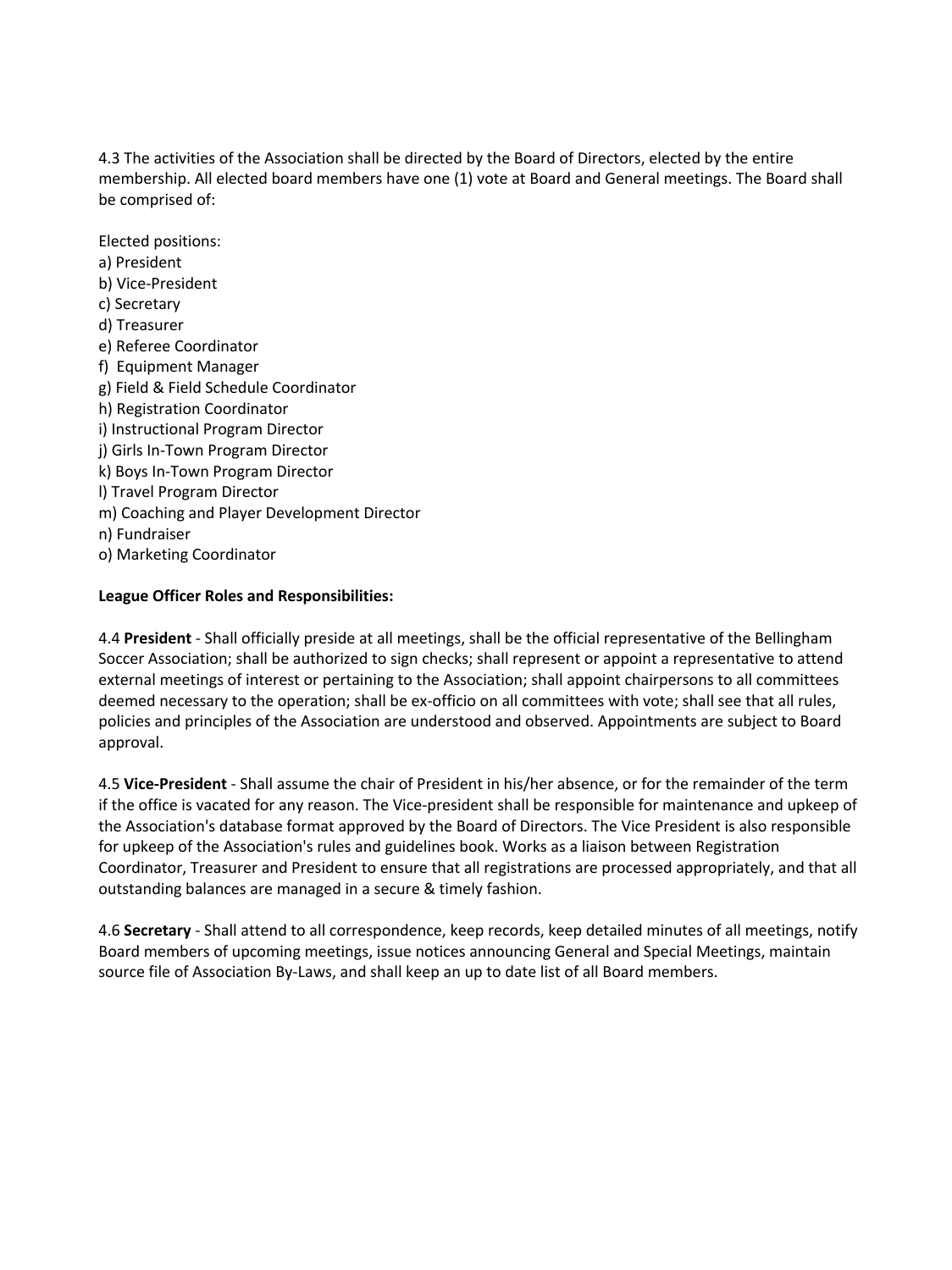4.3 The activities of the Association shall be directed by the Board of Directors, elected by the entire membership. All elected board members have one (1) vote at Board and General meetings. The Board shall be comprised of:

Elected positions:
a) President
b) Vice-President
c) Secretary
d) Treasurer
e) Referee Coordinator
f) Equipment Manager
g) Field & Field Schedule Coordinator
h) Registration Coordinator
i) Instructional Program Director
j) Girls In-Town Program Director
k) Boys In-Town Program Director
l) Travel Program Director
m) Coaching and Player Development Director
n) Fundraiser
o) Marketing Coordinator

**League Officer Roles and Responsibilities:**

4.4 **President** - Shall officially preside at all meetings, shall be the official representative of the Bellingham Soccer Association; shall be authorized to sign checks; shall represent or appoint a representative to attend external meetings of interest or pertaining to the Association; shall appoint chairpersons to all committees deemed necessary to the operation; shall be ex-officio on all committees with vote; shall see that all rules, policies and principles of the Association are understood and observed. Appointments are subject to Board approval.

4.5 **Vice-President** - Shall assume the chair of President in his/her absence, or for the remainder of the term if the office is vacated for any reason. The Vice-president shall be responsible for maintenance and upkeep of the Association's database format approved by the Board of Directors. The Vice President is also responsible for upkeep of the Association's rules and guidelines book. Works as a liaison between Registration Coordinator, Treasurer and President to ensure that all registrations are processed appropriately, and that all outstanding balances are managed in a secure & timely fashion.

4.6 **Secretary** - Shall attend to all correspondence, keep records, keep detailed minutes of all meetings, notify Board members of upcoming meetings, issue notices announcing General and Special Meetings, maintain source file of Association By-Laws, and shall keep an up to date list of all Board members.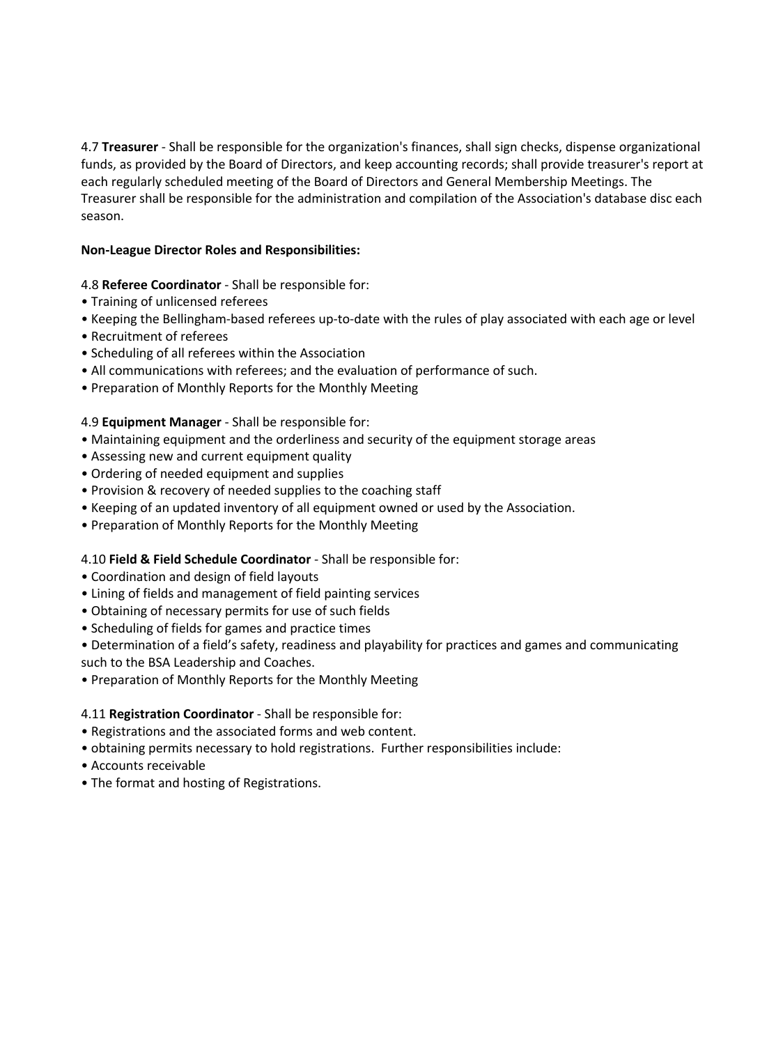4.7 **Treasurer** - Shall be responsible for the organization's finances, shall sign checks, dispense organizational funds, as provided by the Board of Directors, and keep accounting records; shall provide treasurer's report at each regularly scheduled meeting of the Board of Directors and General Membership Meetings. The Treasurer shall be responsible for the administration and compilation of the Association's database disc each season.

**Non-League Director Roles and Responsibilities:**

4.8 **Referee Coordinator** - Shall be responsible for:

- Training of unlicensed referees
- Keeping the Bellingham-based referees up-to-date with the rules of play associated with each age or level
- Recruitment of referees
- Scheduling of all referees within the Association
- All communications with referees; and the evaluation of performance of such.
- Preparation of Monthly Reports for the Monthly Meeting

4.9 **Equipment Manager** - Shall be responsible for:

- Maintaining equipment and the orderliness and security of the equipment storage areas
- Assessing new and current equipment quality
- Ordering of needed equipment and supplies
- Provision & recovery of needed supplies to the coaching staff
- Keeping of an updated inventory of all equipment owned or used by the Association.
- Preparation of Monthly Reports for the Monthly Meeting

4.10 **Field & Field Schedule Coordinator** - Shall be responsible for:

- Coordination and design of field layouts
- Lining of fields and management of field painting services
- Obtaining of necessary permits for use of such fields
- Scheduling of fields for games and practice times
- Determination of a field's safety, readiness and playability for practices and games and communicating such to the BSA Leadership and Coaches.
- Preparation of Monthly Reports for the Monthly Meeting

4.11 **Registration Coordinator** - Shall be responsible for:

- Registrations and the associated forms and web content.
- obtaining permits necessary to hold registrations. Further responsibilities include:
- Accounts receivable
- The format and hosting of Registrations.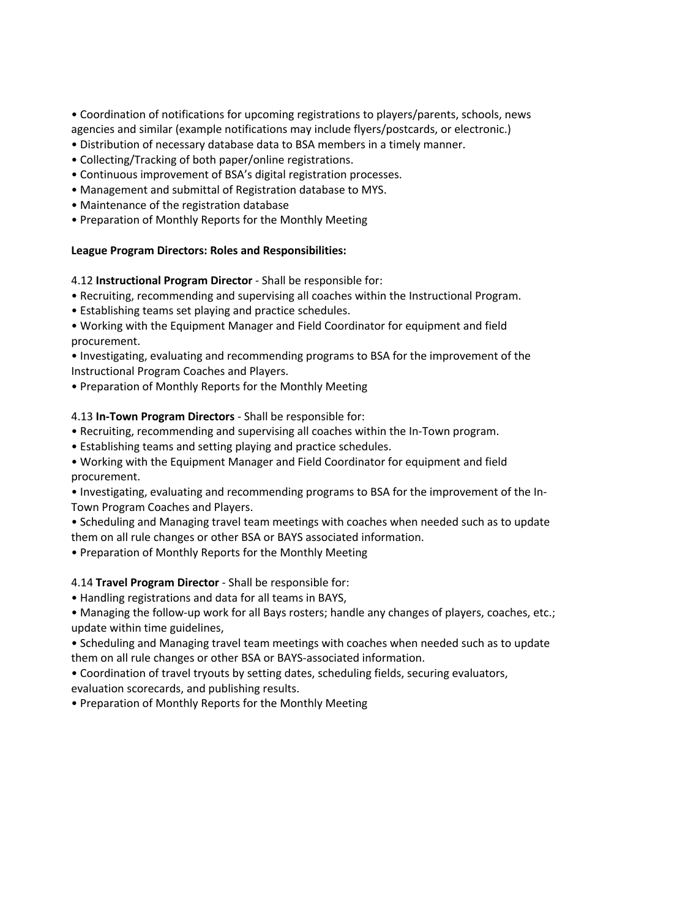- Coordination of notifications for upcoming registrations to players/parents, schools, news agencies and similar (example notifications may include flyers/postcards, or electronic.)
- Distribution of necessary database data to BSA members in a timely manner.
- Collecting/Tracking of both paper/online registrations.
- Continuous improvement of BSA's digital registration processes.
- Management and submittal of Registration database to MYS.
- Maintenance of the registration database
- Preparation of Monthly Reports for the Monthly Meeting

**League Program Directors: Roles and Responsibilities:**

4.12 **Instructional Program Director** - Shall be responsible for:

- Recruiting, recommending and supervising all coaches within the Instructional Program.
- Establishing teams set playing and practice schedules.
- Working with the Equipment Manager and Field Coordinator for equipment and field procurement.
- Investigating, evaluating and recommending programs to BSA for the improvement of the Instructional Program Coaches and Players.
- Preparation of Monthly Reports for the Monthly Meeting

4.13 **In-Town Program Directors** - Shall be responsible for:

- Recruiting, recommending and supervising all coaches within the In-Town program.
- Establishing teams and setting playing and practice schedules.
- Working with the Equipment Manager and Field Coordinator for equipment and field procurement.
- Investigating, evaluating and recommending programs to BSA for the improvement of the In-Town Program Coaches and Players.
- Scheduling and Managing travel team meetings with coaches when needed such as to update them on all rule changes or other BSA or BAYS associated information.
- Preparation of Monthly Reports for the Monthly Meeting

4.14 **Travel Program Director** - Shall be responsible for:

- Handling registrations and data for all teams in BAYS,
- Managing the follow-up work for all Bays rosters; handle any changes of players, coaches, etc.; update within time guidelines,
- Scheduling and Managing travel team meetings with coaches when needed such as to update them on all rule changes or other BSA or BAYS-associated information.
- Coordination of travel tryouts by setting dates, scheduling fields, securing evaluators, evaluation scorecards, and publishing results.
- Preparation of Monthly Reports for the Monthly Meeting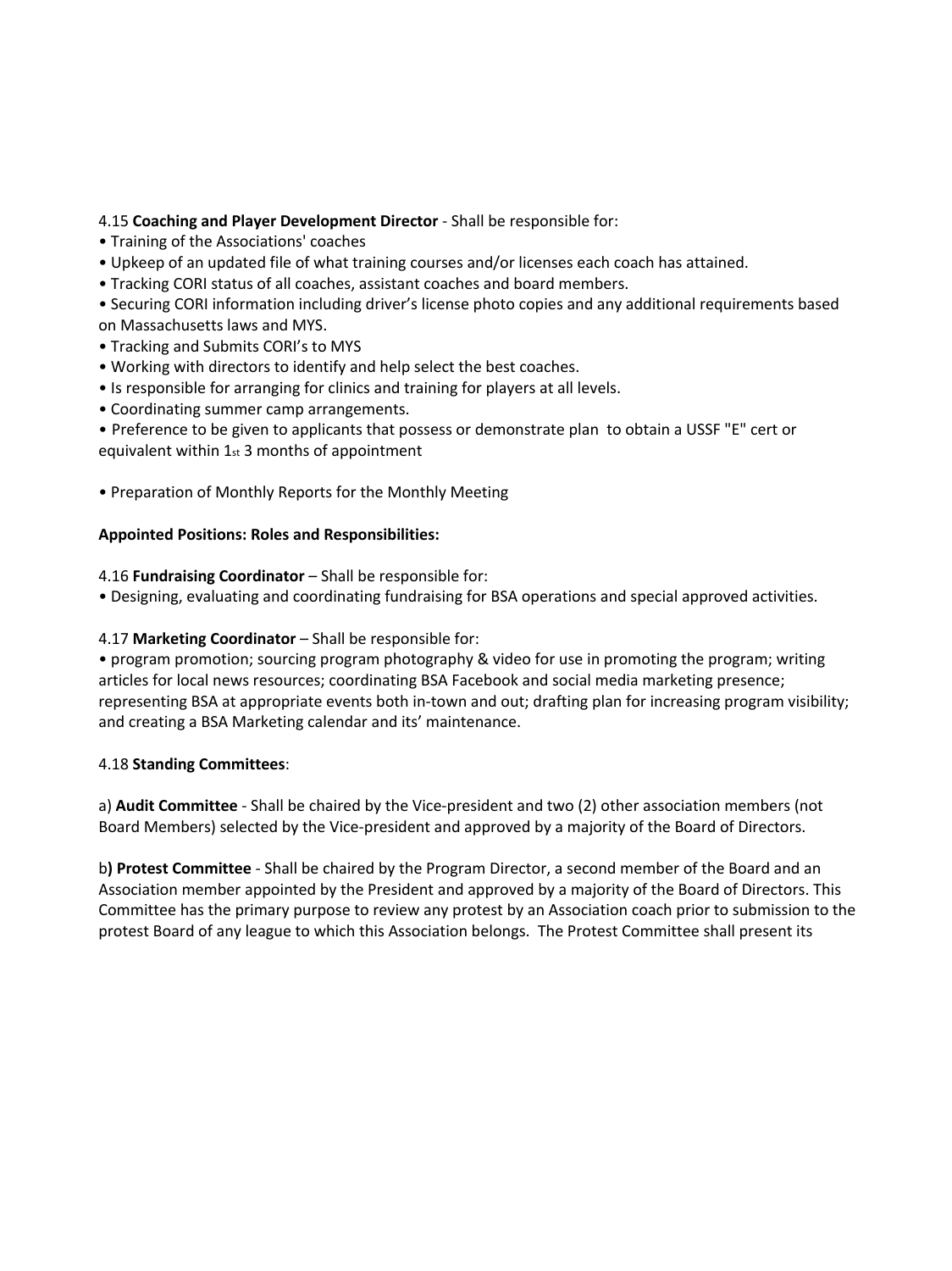4.15 **Coaching and Player Development Director** - Shall be responsible for:

- Training of the Associations' coaches
- Upkeep of an updated file of what training courses and/or licenses each coach has attained.
- Tracking CORI status of all coaches, assistant coaches and board members.
- Securing CORI information including driver's license photo copies and any additional requirements based on Massachusetts laws and MYS.
- Tracking and Submits CORI's to MYS
- Working with directors to identify and help select the best coaches.
- Is responsible for arranging for clinics and training for players at all levels.
- Coordinating summer camp arrangements.
- Preference to be given to applicants that possess or demonstrate plan to obtain a USSF "E" cert or equivalent within 1st 3 months of appointment

- Preparation of Monthly Reports for the Monthly Meeting

**Appointed Positions: Roles and Responsibilities:**

4.16 **Fundraising Coordinator** – Shall be responsible for:

- Designing, evaluating and coordinating fundraising for BSA operations and special approved activities.

4.17 **Marketing Coordinator** – Shall be responsible for:

- program promotion; sourcing program photography & video for use in promoting the program; writing articles for local news resources; coordinating BSA Facebook and social media marketing presence; representing BSA at appropriate events both in-town and out; drafting plan for increasing program visibility; and creating a BSA Marketing calendar and its' maintenance.

4.18 **Standing Committees**:

a) **Audit Committee** - Shall be chaired by the Vice-president and two (2) other association members (not Board Members) selected by the Vice-president and approved by a majority of the Board of Directors.

b**) Protest Committee** - Shall be chaired by the Program Director, a second member of the Board and an Association member appointed by the President and approved by a majority of the Board of Directors. This Committee has the primary purpose to review any protest by an Association coach prior to submission to the protest Board of any league to which this Association belongs. The Protest Committee shall present its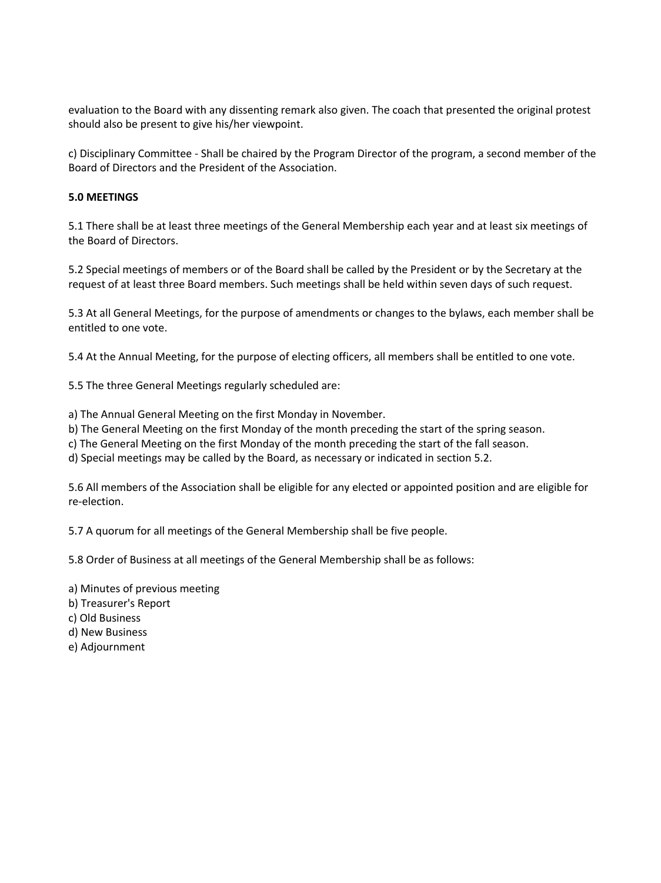evaluation to the Board with any dissenting remark also given. The coach that presented the original protest should also be present to give his/her viewpoint.

c) Disciplinary Committee - Shall be chaired by the Program Director of the program, a second member of the Board of Directors and the President of the Association.

**5.0 MEETINGS**

5.1 There shall be at least three meetings of the General Membership each year and at least six meetings of the Board of Directors.

5.2 Special meetings of members or of the Board shall be called by the President or by the Secretary at the request of at least three Board members. Such meetings shall be held within seven days of such request.

5.3 At all General Meetings, for the purpose of amendments or changes to the bylaws, each member shall be entitled to one vote.

5.4 At the Annual Meeting, for the purpose of electing officers, all members shall be entitled to one vote.

5.5 The three General Meetings regularly scheduled are:

a) The Annual General Meeting on the first Monday in November.
b) The General Meeting on the first Monday of the month preceding the start of the spring season.
c) The General Meeting on the first Monday of the month preceding the start of the fall season.
d) Special meetings may be called by the Board, as necessary or indicated in section 5.2.

5.6 All members of the Association shall be eligible for any elected or appointed position and are eligible for re-election.

5.7 A quorum for all meetings of the General Membership shall be five people.

5.8 Order of Business at all meetings of the General Membership shall be as follows:

a) Minutes of previous meeting
b) Treasurer's Report
c) Old Business
d) New Business
e) Adjournment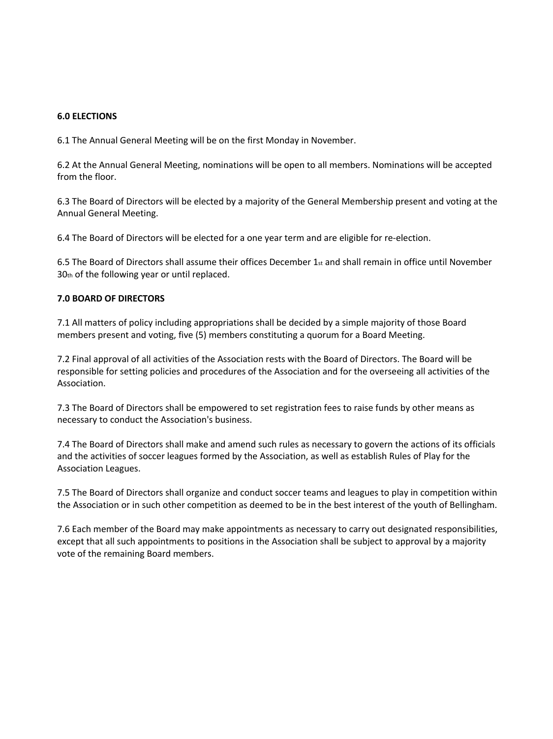**6.0 ELECTIONS**

6.1 The Annual General Meeting will be on the first Monday in November.

6.2 At the Annual General Meeting, nominations will be open to all members. Nominations will be accepted from the floor.

6.3 The Board of Directors will be elected by a majority of the General Membership present and voting at the Annual General Meeting.

6.4 The Board of Directors will be elected for a one year term and are eligible for re-election.

6.5 The Board of Directors shall assume their offices December 1st and shall remain in office until November 30th of the following year or until replaced.

**7.0 BOARD OF DIRECTORS**

7.1 All matters of policy including appropriations shall be decided by a simple majority of those Board members present and voting, five (5) members constituting a quorum for a Board Meeting.

7.2 Final approval of all activities of the Association rests with the Board of Directors. The Board will be responsible for setting policies and procedures of the Association and for the overseeing all activities of the Association.

7.3 The Board of Directors shall be empowered to set registration fees to raise funds by other means as necessary to conduct the Association's business.

7.4 The Board of Directors shall make and amend such rules as necessary to govern the actions of its officials and the activities of soccer leagues formed by the Association, as well as establish Rules of Play for the Association Leagues.

7.5 The Board of Directors shall organize and conduct soccer teams and leagues to play in competition within the Association or in such other competition as deemed to be in the best interest of the youth of Bellingham.

7.6 Each member of the Board may make appointments as necessary to carry out designated responsibilities, except that all such appointments to positions in the Association shall be subject to approval by a majority vote of the remaining Board members.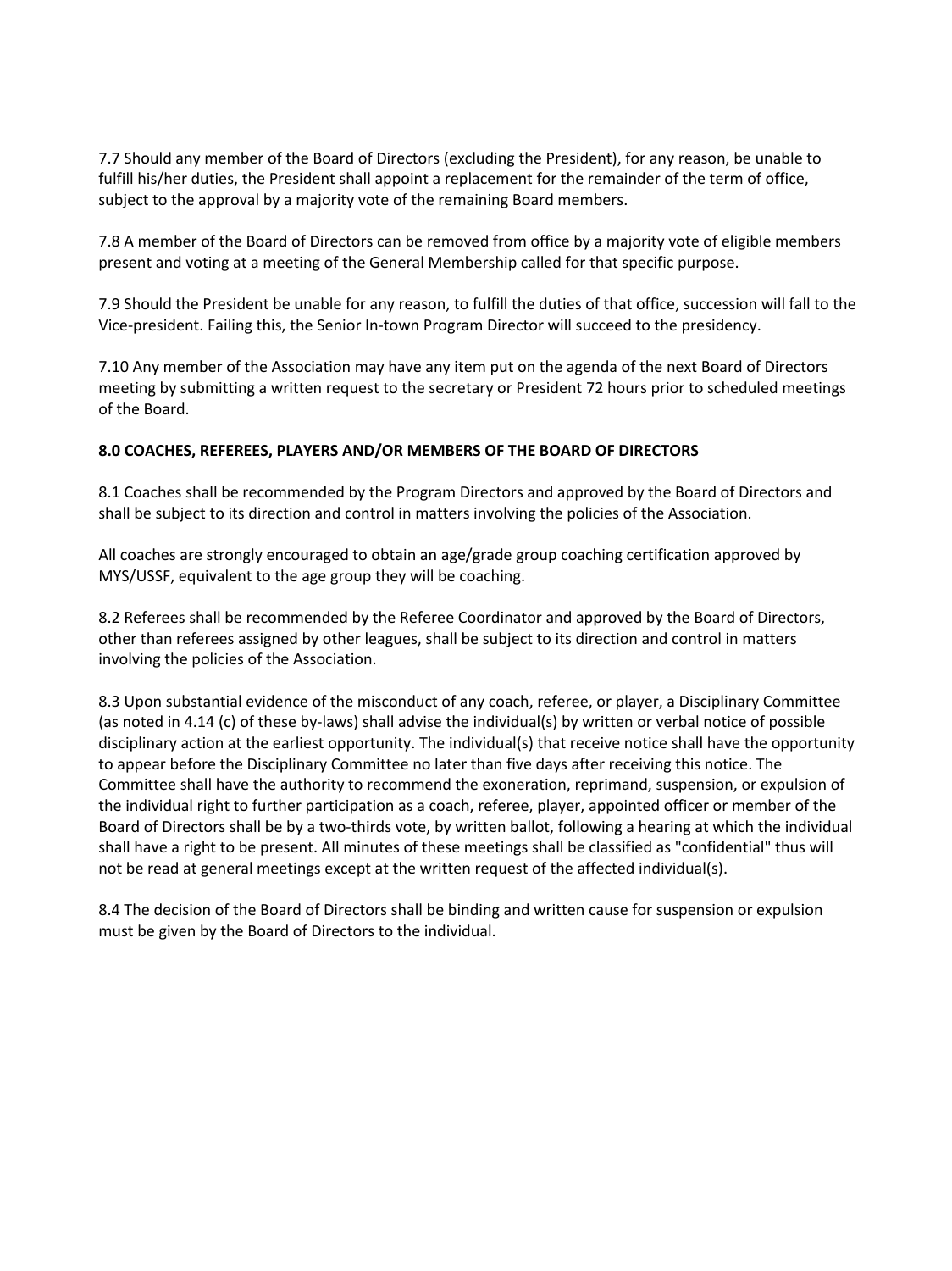7.7 Should any member of the Board of Directors (excluding the President), for any reason, be unable to fulfill his/her duties, the President shall appoint a replacement for the remainder of the term of office, subject to the approval by a majority vote of the remaining Board members.

7.8 A member of the Board of Directors can be removed from office by a majority vote of eligible members present and voting at a meeting of the General Membership called for that specific purpose.

7.9 Should the President be unable for any reason, to fulfill the duties of that office, succession will fall to the Vice-president. Failing this, the Senior In-town Program Director will succeed to the presidency.

7.10 Any member of the Association may have any item put on the agenda of the next Board of Directors meeting by submitting a written request to the secretary or President 72 hours prior to scheduled meetings of the Board.

**8.0 COACHES, REFEREES, PLAYERS AND/OR MEMBERS OF THE BOARD OF DIRECTORS**

8.1 Coaches shall be recommended by the Program Directors and approved by the Board of Directors and shall be subject to its direction and control in matters involving the policies of the Association.

All coaches are strongly encouraged to obtain an age/grade group coaching certification approved by MYS/USSF, equivalent to the age group they will be coaching.

8.2 Referees shall be recommended by the Referee Coordinator and approved by the Board of Directors, other than referees assigned by other leagues, shall be subject to its direction and control in matters involving the policies of the Association.

8.3 Upon substantial evidence of the misconduct of any coach, referee, or player, a Disciplinary Committee (as noted in 4.14 (c) of these by-laws) shall advise the individual(s) by written or verbal notice of possible disciplinary action at the earliest opportunity. The individual(s) that receive notice shall have the opportunity to appear before the Disciplinary Committee no later than five days after receiving this notice. The Committee shall have the authority to recommend the exoneration, reprimand, suspension, or expulsion of the individual right to further participation as a coach, referee, player, appointed officer or member of the Board of Directors shall be by a two-thirds vote, by written ballot, following a hearing at which the individual shall have a right to be present. All minutes of these meetings shall be classified as "confidential" thus will not be read at general meetings except at the written request of the affected individual(s).

8.4 The decision of the Board of Directors shall be binding and written cause for suspension or expulsion must be given by the Board of Directors to the individual.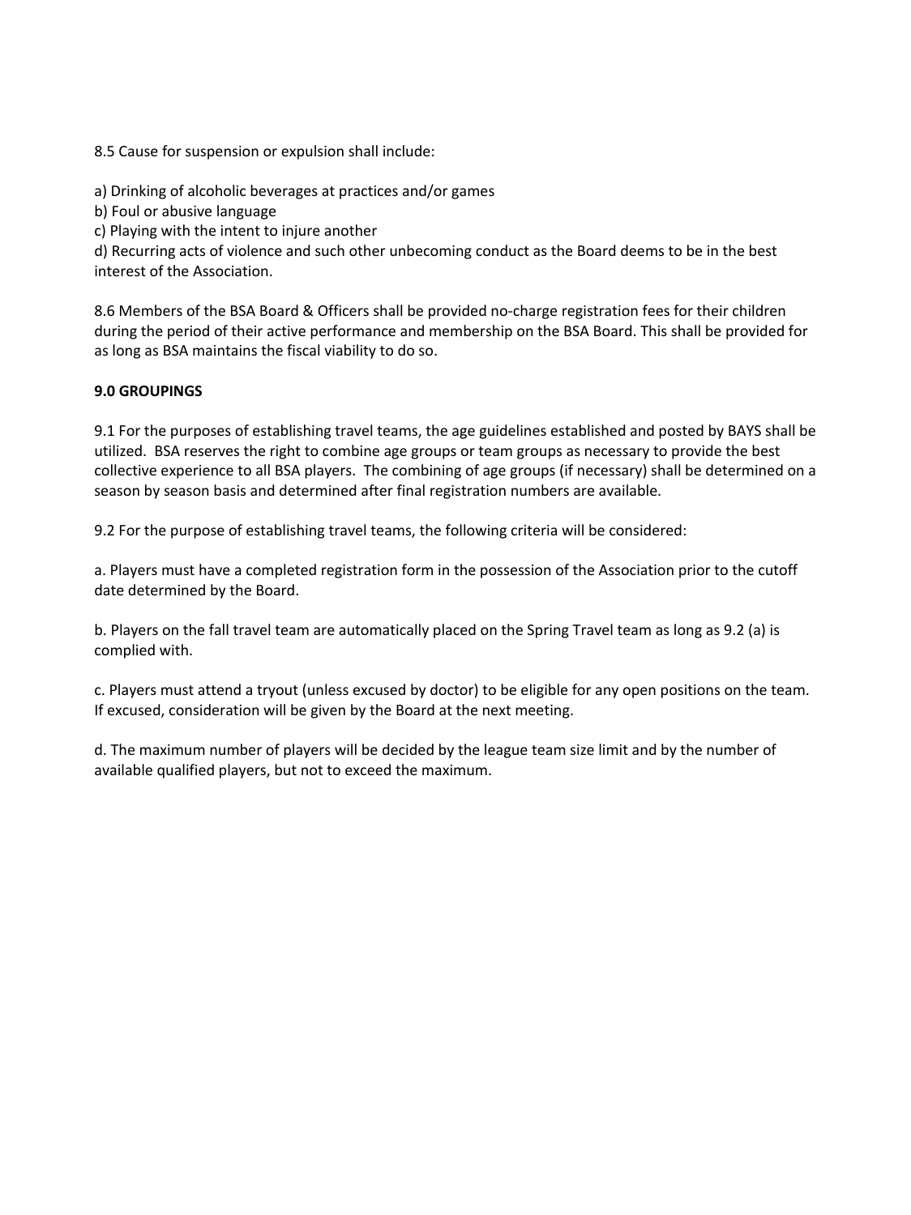8.5 Cause for suspension or expulsion shall include:

a) Drinking of alcoholic beverages at practices and/or games
b) Foul or abusive language
c) Playing with the intent to injure another
d) Recurring acts of violence and such other unbecoming conduct as the Board deems to be in the best interest of the Association.

8.6 Members of the BSA Board & Officers shall be provided no-charge registration fees for their children during the period of their active performance and membership on the BSA Board. This shall be provided for as long as BSA maintains the fiscal viability to do so.

**9.0 GROUPINGS**

9.1 For the purposes of establishing travel teams, the age guidelines established and posted by BAYS shall be utilized. BSA reserves the right to combine age groups or team groups as necessary to provide the best collective experience to all BSA players. The combining of age groups (if necessary) shall be determined on a season by season basis and determined after final registration numbers are available.

9.2 For the purpose of establishing travel teams, the following criteria will be considered:

a. Players must have a completed registration form in the possession of the Association prior to the cutoff date determined by the Board.

b. Players on the fall travel team are automatically placed on the Spring Travel team as long as 9.2 (a) is complied with.

c. Players must attend a tryout (unless excused by doctor) to be eligible for any open positions on the team. If excused, consideration will be given by the Board at the next meeting.

d. The maximum number of players will be decided by the league team size limit and by the number of available qualified players, but not to exceed the maximum.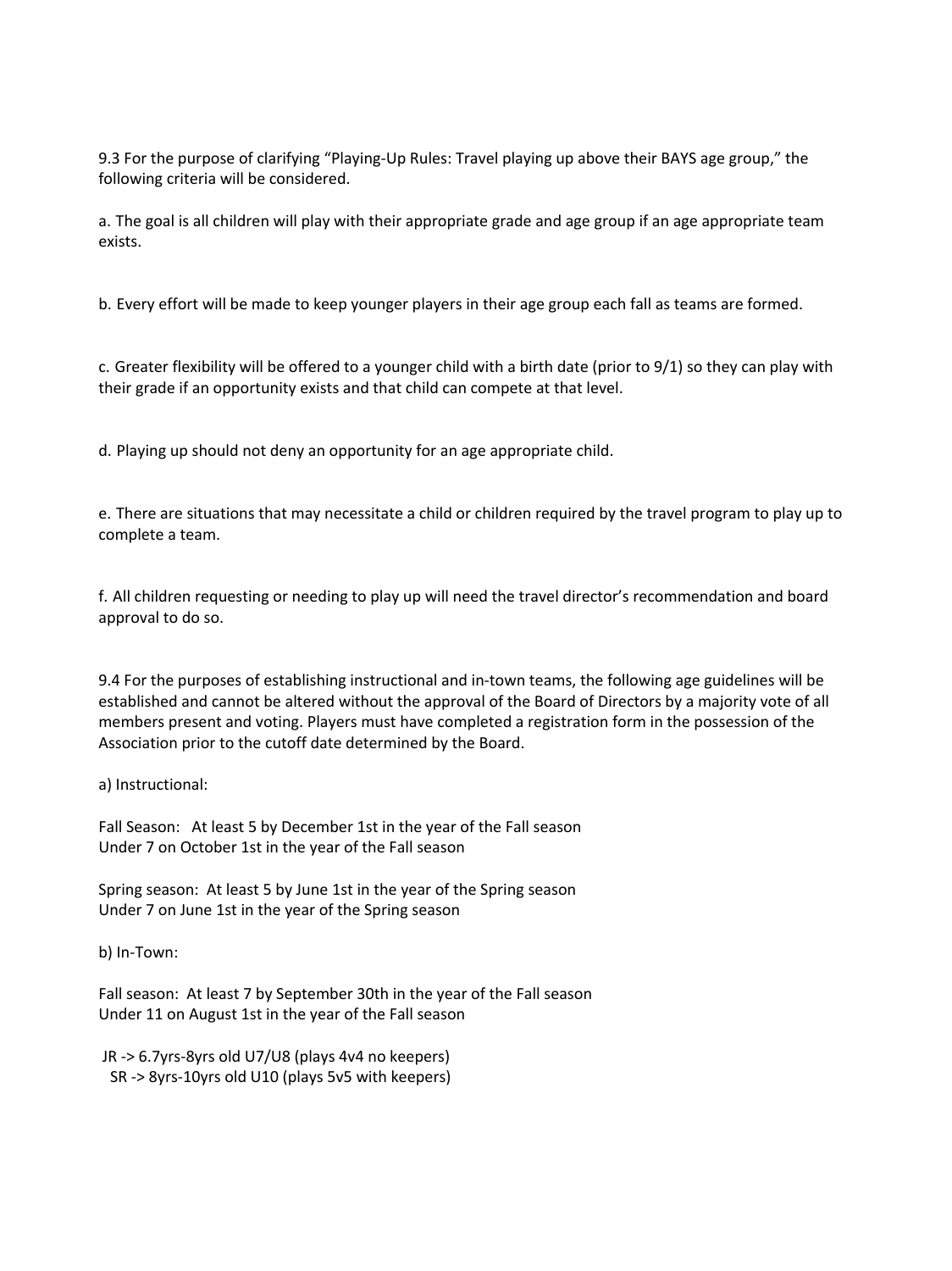9.3 For the purpose of clarifying "Playing-Up Rules: Travel playing up above their BAYS age group," the following criteria will be considered.

a. The goal is all children will play with their appropriate grade and age group if an age appropriate team exists.

b. Every effort will be made to keep younger players in their age group each fall as teams are formed.

c. Greater flexibility will be offered to a younger child with a birth date (prior to 9/1) so they can play with their grade if an opportunity exists and that child can compete at that level.

d. Playing up should not deny an opportunity for an age appropriate child.

e. There are situations that may necessitate a child or children required by the travel program to play up to complete a team.

f. All children requesting or needing to play up will need the travel director's recommendation and board approval to do so.

9.4 For the purposes of establishing instructional and in-town teams, the following age guidelines will be established and cannot be altered without the approval of the Board of Directors by a majority vote of all members present and voting. Players must have completed a registration form in the possession of the Association prior to the cutoff date determined by the Board.

a) Instructional:

Fall Season: At least 5 by December 1st in the year of the Fall season
Under 7 on October 1st in the year of the Fall season

Spring season: At least 5 by June 1st in the year of the Spring season
Under 7 on June 1st in the year of the Spring season

b) In-Town:

Fall season: At least 7 by September 30th in the year of the Fall season
Under 11 on August 1st in the year of the Fall season

JR -> 6.7yrs-8yrs old U7/U8 (plays 4v4 no keepers)
SR -> 8yrs-10yrs old U10 (plays 5v5 with keepers)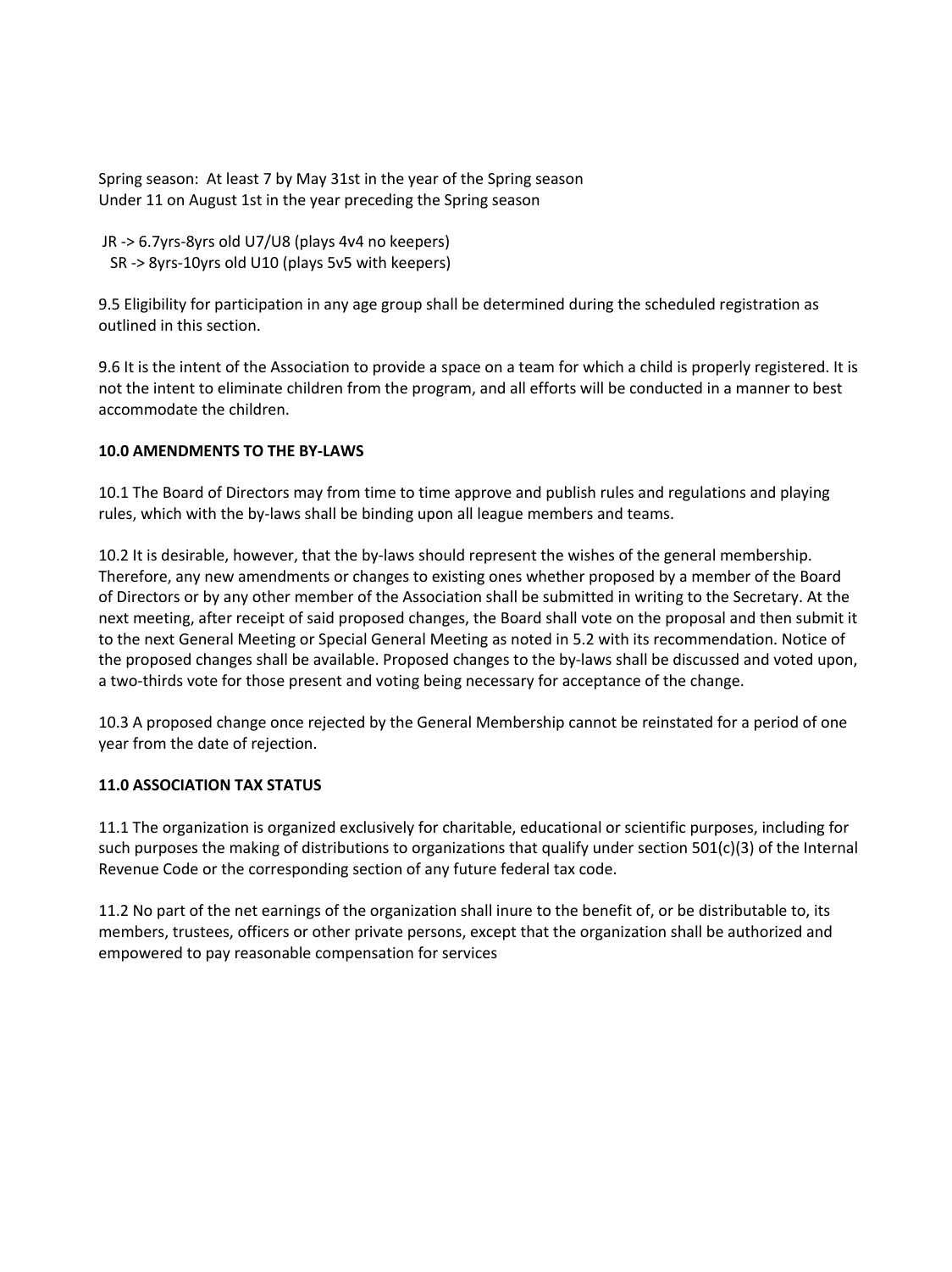Spring season: At least 7 by May 31st in the year of the Spring season
Under 11 on August 1st in the year preceding the Spring season

JR -> 6.7yrs-8yrs old U7/U8 (plays 4v4 no keepers)
SR -> 8yrs-10yrs old U10 (plays 5v5 with keepers)

9.5 Eligibility for participation in any age group shall be determined during the scheduled registration as outlined in this section.

9.6 It is the intent of the Association to provide a space on a team for which a child is properly registered. It is not the intent to eliminate children from the program, and all efforts will be conducted in a manner to best accommodate the children.

**10.0 AMENDMENTS TO THE BY-LAWS**

10.1 The Board of Directors may from time to time approve and publish rules and regulations and playing rules, which with the by-laws shall be binding upon all league members and teams.

10.2 It is desirable, however, that the by-laws should represent the wishes of the general membership. Therefore, any new amendments or changes to existing ones whether proposed by a member of the Board of Directors or by any other member of the Association shall be submitted in writing to the Secretary. At the next meeting, after receipt of said proposed changes, the Board shall vote on the proposal and then submit it to the next General Meeting or Special General Meeting as noted in 5.2 with its recommendation. Notice of the proposed changes shall be available. Proposed changes to the by-laws shall be discussed and voted upon, a two-thirds vote for those present and voting being necessary for acceptance of the change.

10.3 A proposed change once rejected by the General Membership cannot be reinstated for a period of one year from the date of rejection.

**11.0 ASSOCIATION TAX STATUS**

11.1 The organization is organized exclusively for charitable, educational or scientific purposes, including for such purposes the making of distributions to organizations that qualify under section 501(c)(3) of the Internal Revenue Code or the corresponding section of any future federal tax code.

11.2 No part of the net earnings of the organization shall inure to the benefit of, or be distributable to, its members, trustees, officers or other private persons, except that the organization shall be authorized and empowered to pay reasonable compensation for services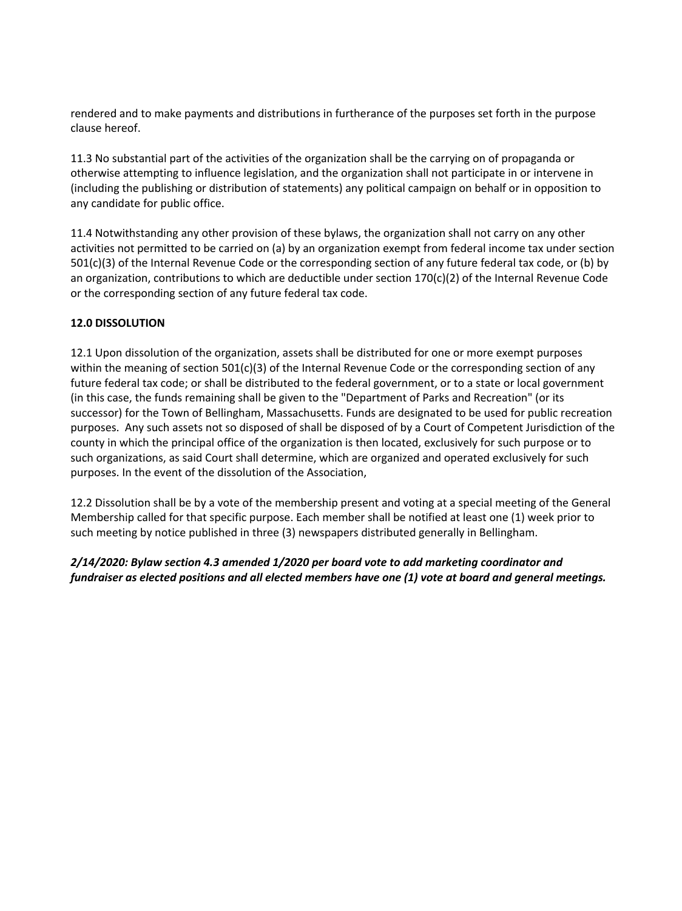rendered and to make payments and distributions in furtherance of the purposes set forth in the purpose clause hereof.

11.3 No substantial part of the activities of the organization shall be the carrying on of propaganda or otherwise attempting to influence legislation, and the organization shall not participate in or intervene in (including the publishing or distribution of statements) any political campaign on behalf or in opposition to any candidate for public office.

11.4 Notwithstanding any other provision of these bylaws, the organization shall not carry on any other activities not permitted to be carried on (a) by an organization exempt from federal income tax under section 501(c)(3) of the Internal Revenue Code or the corresponding section of any future federal tax code, or (b) by an organization, contributions to which are deductible under section 170(c)(2) of the Internal Revenue Code or the corresponding section of any future federal tax code.

**12.0 DISSOLUTION**

12.1 Upon dissolution of the organization, assets shall be distributed for one or more exempt purposes within the meaning of section 501(c)(3) of the Internal Revenue Code or the corresponding section of any future federal tax code; or shall be distributed to the federal government, or to a state or local government (in this case, the funds remaining shall be given to the "Department of Parks and Recreation" (or its successor) for the Town of Bellingham, Massachusetts. Funds are designated to be used for public recreation purposes. Any such assets not so disposed of shall be disposed of by a Court of Competent Jurisdiction of the county in which the principal office of the organization is then located, exclusively for such purpose or to such organizations, as said Court shall determine, which are organized and operated exclusively for such purposes. In the event of the dissolution of the Association,

12.2 Dissolution shall be by a vote of the membership present and voting at a special meeting of the General Membership called for that specific purpose. Each member shall be notified at least one (1) week prior to such meeting by notice published in three (3) newspapers distributed generally in Bellingham.

***2/14/2020: Bylaw section 4.3 amended 1/2020 per board vote to add marketing coordinator and fundraiser as elected positions and all elected members have one (1) vote at board and general meetings.***